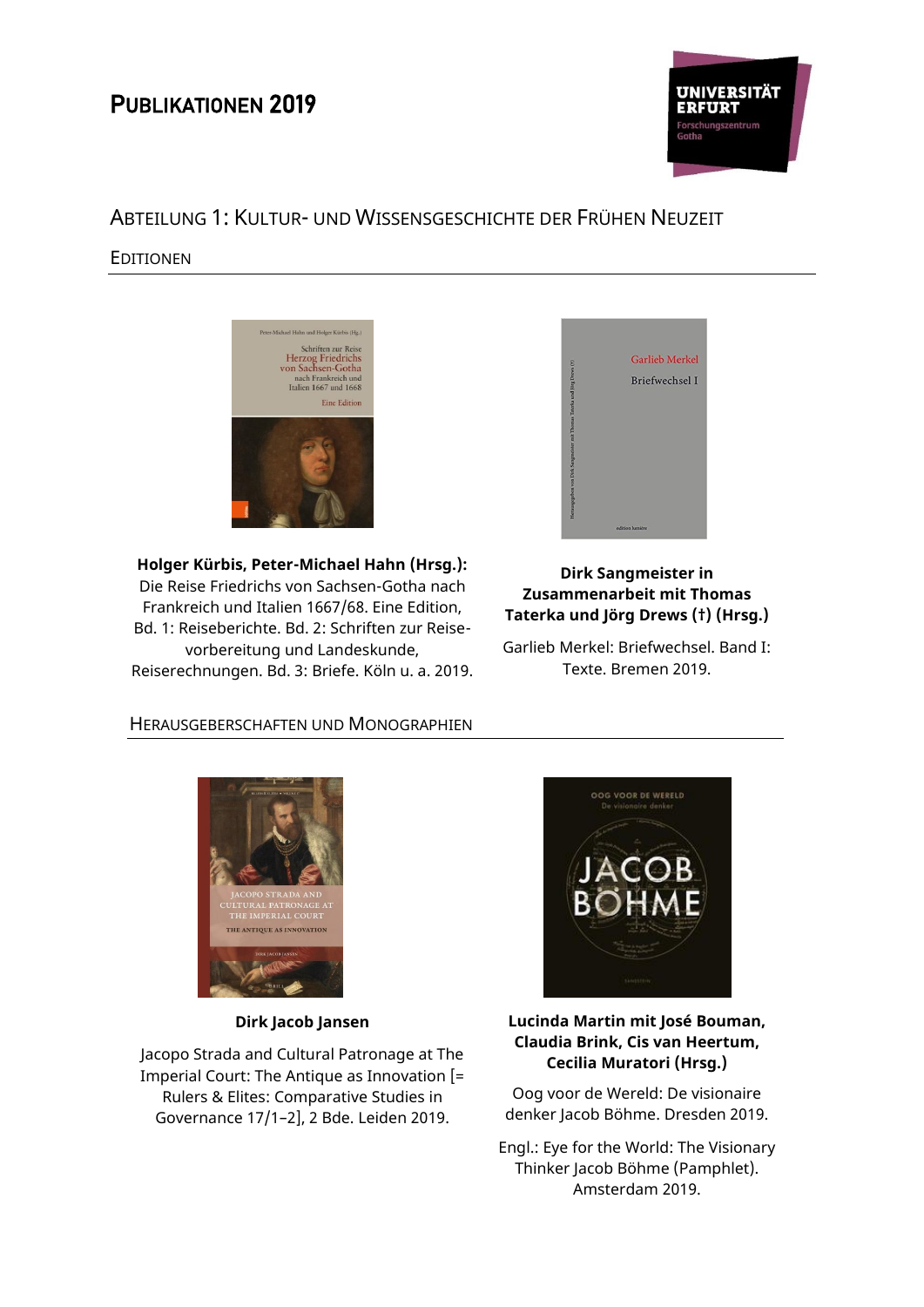# Publikationen 2019

## Abteilung 1: Kultur- und Wissensgeschichte der Frühen Neuzeit

### Editionen

**Holger Kürbis, Peter-Michael Hahn (Hrsg.):** Die Reise Friedrichs von Sachsen-Gotha nach Frankreich und Italien 1667/68. Eine Edition, Bd. 1: Reiseberichte. Bd. 2: Schriften zur Reise-vorbereitung und Landeskunde, Reiserechnungen. Bd. 3: Briefe. Köln u. a. 2019.

**Dirk Sangmeister in Zusammenarbeit mit Thomas Taterka und Jörg Drews (†) (Hrsg.)**

Garlieb Merkel: Briefwechsel. Band I: Texte. Bremen 2019.

### Herausgeberschaften und Monographien

**Dirk Jacob Jansen**

Jacopo Strada and Cultural Patronage at The Imperial Court: The Antique as Innovation [= Rulers & Elites: Comparative Studies in Governance 17/1–2], 2 Bde. Leiden 2019.

**Lucinda Martin mit José Bouman, Claudia Brink, Cis van Heertum, Cecilia Muratori (Hrsg.)**

Oog voor de Wereld: De visionaire denker Jacob Böhme. Dresden 2019.

Engl.: Eye for the World: The Visionary Thinker Jacob Böhme (Pamphlet). Amsterdam 2019.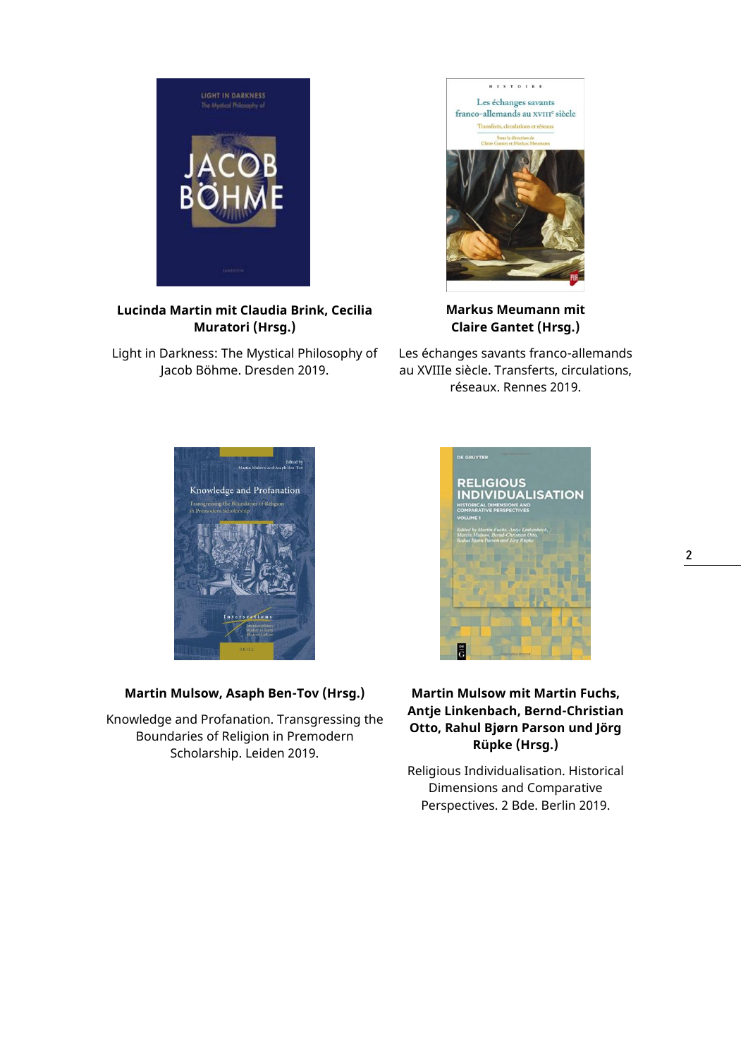**Lucinda Martin mit Claudia Brink, Cecilia Muratori (Hrsg.)**

Light in Darkness: The Mystical Philosophy of Jacob Böhme. Dresden 2019.

**Markus Meumann mit Claire Gantet (Hrsg.)**

Les échanges savants franco-allemands au XVIIIe siècle. Transferts, circulations, réseaux. Rennes 2019.

**Martin Mulsow, Asaph Ben-Tov (Hrsg.)**

Knowledge and Profanation. Transgressing the Boundaries of Religion in Premodern Scholarship. Leiden 2019.

**Martin Mulsow mit Martin Fuchs, Antje Linkenbach, Bernd-Christian Otto, Rahul Bjørn Parson und Jörg Rüpke (Hrsg.)**

Religious Individualisation. Historical Dimensions and Comparative Perspectives. 2 Bde. Berlin 2019.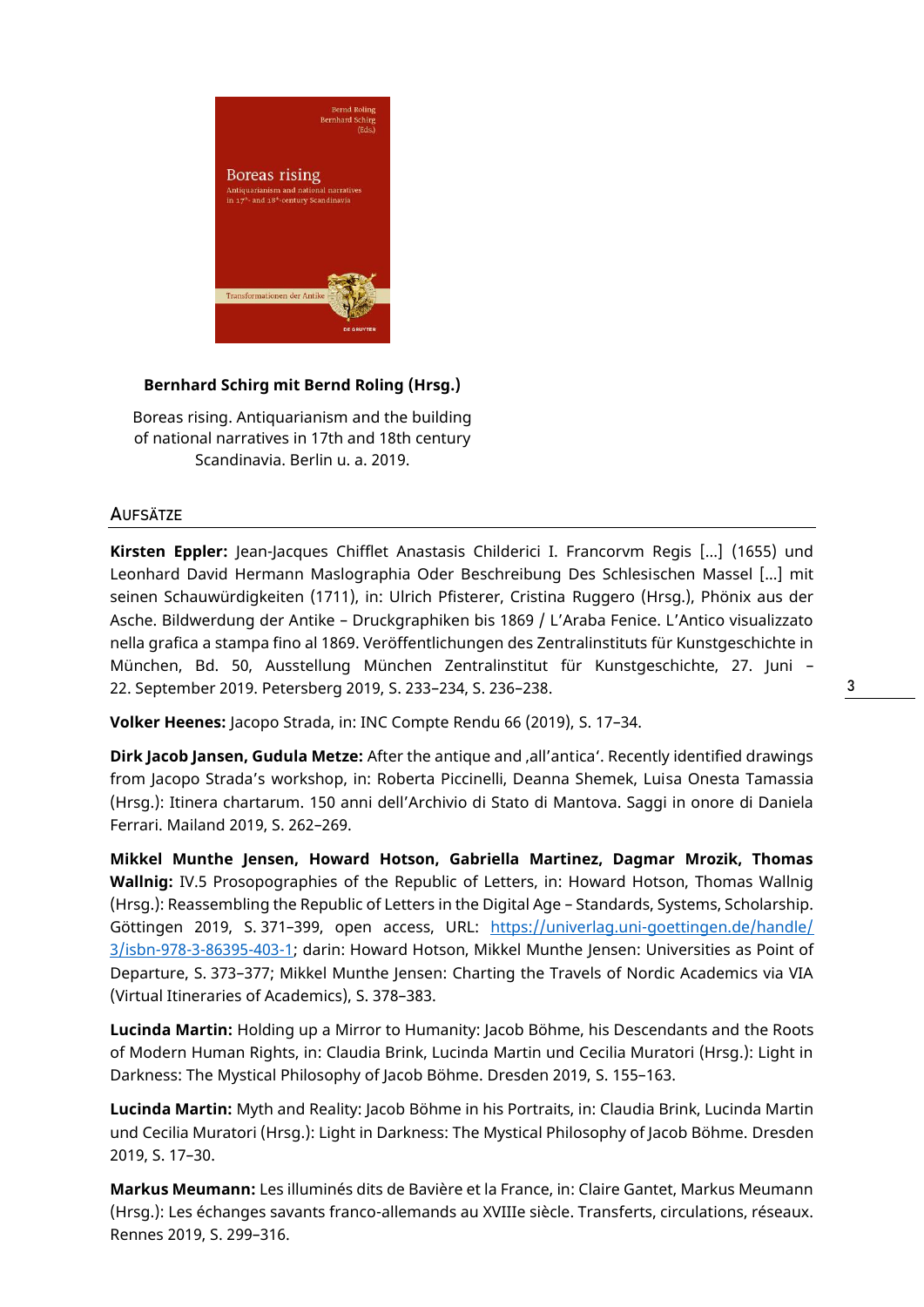**Bernhard Schirg mit Bernd Roling (Hrsg.)**

Boreas rising. Antiquarianism and the building of national narratives in 17th and 18th century Scandinavia. Berlin u. a. 2019.

## Aufsätze

**Kirsten Eppler:** Jean-Jacques Chifflet Anastasis Childerici I. Francorvm Regis […] (1655) und Leonhard David Hermann Maslographia Oder Beschreibung Des Schlesischen Massel […] mit seinen Schauwürdigkeiten (1711), in: Ulrich Pfisterer, Cristina Ruggero (Hrsg.), Phönix aus der Asche. Bildwerdung der Antike – Druckgraphiken bis 1869 / L'Araba Fenice. L'Antico visualizzato nella grafica a stampa fino al 1869. Veröffentlichungen des Zentralinstituts für Kunstgeschichte in München, Bd. 50, Ausstellung München Zentralinstitut für Kunstgeschichte, 27. Juni – 22. September 2019. Petersberg 2019, S. 233–234, S. 236–238.

**Volker Heenes:** Jacopo Strada, in: INC Compte Rendu 66 (2019), S. 17–34.

**Dirk Jacob Jansen, Gudula Metze:** After the antique and ‚all'antica'. Recently identified drawings from Jacopo Strada's workshop, in: Roberta Piccinelli, Deanna Shemek, Luisa Onesta Tamassia (Hrsg.): Itinera chartarum. 150 anni dell'Archivio di Stato di Mantova. Saggi in onore di Daniela Ferrari. Mailand 2019, S. 262–269.

**Mikkel Munthe Jensen, Howard Hotson, Gabriella Martinez, Dagmar Mrozik, Thomas Wallnig:** IV.5 Prosopographies of the Republic of Letters, in: Howard Hotson, Thomas Wallnig (Hrsg.): Reassembling the Republic of Letters in the Digital Age – Standards, Systems, Scholarship. Göttingen 2019, S. 371–399, open access, URL: [https://univerlag.uni-goettingen.de/handle/3/isbn-978-3-86395-403-1](https://univerlag.uni-goettingen.de/handle/3/isbn-978-3-86395-403-1); darin: Howard Hotson, Mikkel Munthe Jensen: Universities as Point of Departure, S. 373–377; Mikkel Munthe Jensen: Charting the Travels of Nordic Academics via VIA (Virtual Itineraries of Academics), S. 378–383.

**Lucinda Martin:** Holding up a Mirror to Humanity: Jacob Böhme, his Descendants and the Roots of Modern Human Rights, in: Claudia Brink, Lucinda Martin und Cecilia Muratori (Hrsg.): Light in Darkness: The Mystical Philosophy of Jacob Böhme. Dresden 2019, S. 155–163.

**Lucinda Martin:** Myth and Reality: Jacob Böhme in his Portraits, in: Claudia Brink, Lucinda Martin und Cecilia Muratori (Hrsg.): Light in Darkness: The Mystical Philosophy of Jacob Böhme. Dresden 2019, S. 17–30.

**Markus Meumann:** Les illuminés dits de Bavière et la France, in: Claire Gantet, Markus Meumann (Hrsg.): Les échanges savants franco-allemands au XVIIIe siècle. Transferts, circulations, réseaux. Rennes 2019, S. 299–316.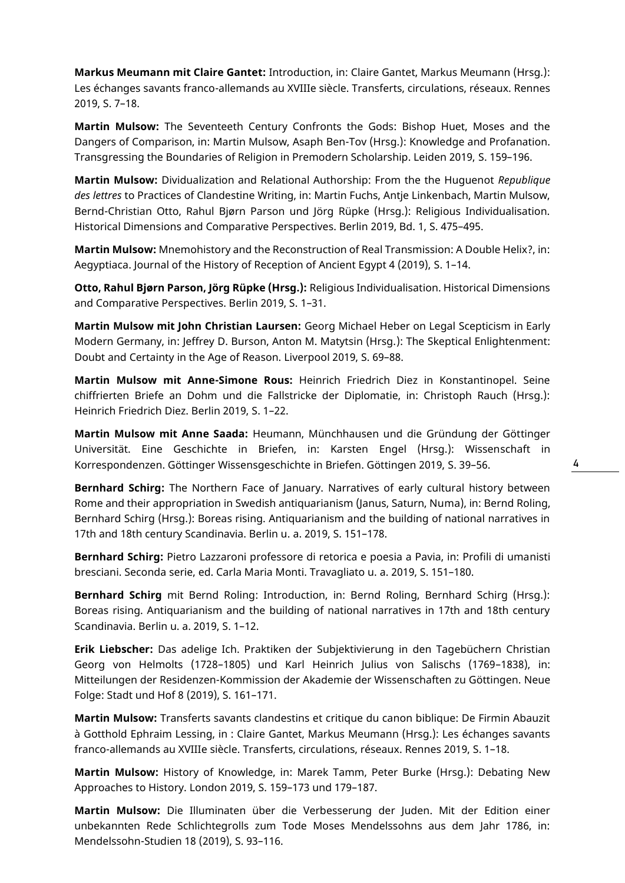**Markus Meumann mit Claire Gantet:** Introduction, in: Claire Gantet, Markus Meumann (Hrsg.): Les échanges savants franco-allemands au XVIIIe siècle. Transferts, circulations, réseaux. Rennes 2019, S. 7–18.

**Martin Mulsow:** The Seventeeth Century Confronts the Gods: Bishop Huet, Moses and the Dangers of Comparison, in: Martin Mulsow, Asaph Ben-Tov (Hrsg.): Knowledge and Profanation. Transgressing the Boundaries of Religion in Premodern Scholarship. Leiden 2019, S. 159–196.

**Martin Mulsow:** Dividualization and Relational Authorship: From the the Huguenot *Republique des lettres* to Practices of Clandestine Writing, in: Martin Fuchs, Antje Linkenbach, Martin Mulsow, Bernd-Christian Otto, Rahul Bjørn Parson und Jörg Rüpke (Hrsg.): Religious Individualisation. Historical Dimensions and Comparative Perspectives. Berlin 2019, Bd. 1, S. 475–495.

**Martin Mulsow:** Mnemohistory and the Reconstruction of Real Transmission: A Double Helix?, in: Aegyptiaca. Journal of the History of Reception of Ancient Egypt 4 (2019), S. 1–14.

**Otto, Rahul Bjørn Parson, Jörg Rüpke (Hrsg.):** Religious Individualisation. Historical Dimensions and Comparative Perspectives. Berlin 2019, S. 1–31.

**Martin Mulsow mit John Christian Laursen:** Georg Michael Heber on Legal Scepticism in Early Modern Germany, in: Jeffrey D. Burson, Anton M. Matytsin (Hrsg.): The Skeptical Enlightenment: Doubt and Certainty in the Age of Reason. Liverpool 2019, S. 69–88.

**Martin Mulsow mit Anne-Simone Rous:** Heinrich Friedrich Diez in Konstantinopel. Seine chiffrierten Briefe an Dohm und die Fallstricke der Diplomatie, in: Christoph Rauch (Hrsg.): Heinrich Friedrich Diez. Berlin 2019, S. 1–22.

**Martin Mulsow mit Anne Saada:** Heumann, Münchhausen und die Gründung der Göttinger Universität. Eine Geschichte in Briefen, in: Karsten Engel (Hrsg.): Wissenschaft in Korrespondenzen. Göttinger Wissensgeschichte in Briefen. Göttingen 2019, S. 39–56.

**Bernhard Schirg:** The Northern Face of January. Narratives of early cultural history between Rome and their appropriation in Swedish antiquarianism (Janus, Saturn, Numa), in: Bernd Roling, Bernhard Schirg (Hrsg.): Boreas rising. Antiquarianism and the building of national narratives in 17th and 18th century Scandinavia. Berlin u. a. 2019, S. 151–178.

**Bernhard Schirg:** Pietro Lazzaroni professore di retorica e poesia a Pavia, in: Profili di umanisti bresciani. Seconda serie, ed. Carla Maria Monti. Travagliato u. a. 2019, S. 151–180.

**Bernhard Schirg** mit Bernd Roling: Introduction, in: Bernd Roling, Bernhard Schirg (Hrsg.): Boreas rising. Antiquarianism and the building of national narratives in 17th and 18th century Scandinavia. Berlin u. a. 2019, S. 1–12.

**Erik Liebscher:** Das adelige Ich. Praktiken der Subjektivierung in den Tagebüchern Christian Georg von Helmolts (1728–1805) und Karl Heinrich Julius von Salischs (1769–1838), in: Mitteilungen der Residenzen-Kommission der Akademie der Wissenschaften zu Göttingen. Neue Folge: Stadt und Hof 8 (2019), S. 161–171.

**Martin Mulsow:** Transferts savants clandestins et critique du canon biblique: De Firmin Abauzit à Gotthold Ephraim Lessing, in : Claire Gantet, Markus Meumann (Hrsg.): Les échanges savants franco-allemands au XVIIIe siècle. Transferts, circulations, réseaux. Rennes 2019, S. 1–18.

**Martin Mulsow:** History of Knowledge, in: Marek Tamm, Peter Burke (Hrsg.): Debating New Approaches to History. London 2019, S. 159–173 und 179–187.

**Martin Mulsow:** Die Illuminaten über die Verbesserung der Juden. Mit der Edition einer unbekannten Rede Schlichtegrolls zum Tode Moses Mendelssohns aus dem Jahr 1786, in: Mendelssohn-Studien 18 (2019), S. 93–116.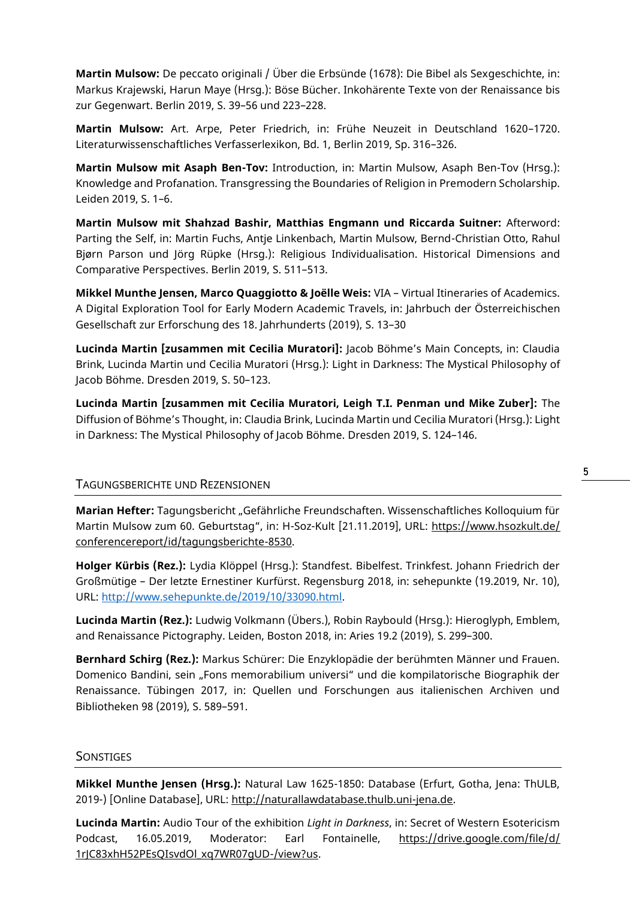**Martin Mulsow:** De peccato originali / Über die Erbsünde (1678): Die Bibel als Sexgeschichte, in: Markus Krajewski, Harun Maye (Hrsg.): Böse Bücher. Inkohärente Texte von der Renaissance bis zur Gegenwart. Berlin 2019, S. 39–56 und 223–228.

**Martin Mulsow:** Art. Arpe, Peter Friedrich, in: Frühe Neuzeit in Deutschland 1620–1720. Literaturwissenschaftliches Verfasserlexikon, Bd. 1, Berlin 2019, Sp. 316–326.

**Martin Mulsow mit Asaph Ben-Tov:** Introduction, in: Martin Mulsow, Asaph Ben-Tov (Hrsg.): Knowledge and Profanation. Transgressing the Boundaries of Religion in Premodern Scholarship. Leiden 2019, S. 1–6.

**Martin Mulsow mit Shahzad Bashir, Matthias Engmann und Riccarda Suitner:** Afterword: Parting the Self, in: Martin Fuchs, Antje Linkenbach, Martin Mulsow, Bernd-Christian Otto, Rahul Bjørn Parson und Jörg Rüpke (Hrsg.): Religious Individualisation. Historical Dimensions and Comparative Perspectives. Berlin 2019, S. 511–513.

**Mikkel Munthe Jensen, Marco Quaggiotto & Joëlle Weis:** VIA – Virtual Itineraries of Academics. A Digital Exploration Tool for Early Modern Academic Travels, in: Jahrbuch der Österreichischen Gesellschaft zur Erforschung des 18. Jahrhunderts (2019), S. 13–30

**Lucinda Martin [zusammen mit Cecilia Muratori]:** Jacob Böhme's Main Concepts, in: Claudia Brink, Lucinda Martin und Cecilia Muratori (Hrsg.): Light in Darkness: The Mystical Philosophy of Jacob Böhme. Dresden 2019, S. 50–123.

**Lucinda Martin [zusammen mit Cecilia Muratori, Leigh T.I. Penman und Mike Zuber]:** The Diffusion of Böhme's Thought, in: Claudia Brink, Lucinda Martin und Cecilia Muratori (Hrsg.): Light in Darkness: The Mystical Philosophy of Jacob Böhme. Dresden 2019, S. 124–146.

## Tagungsberichte und Rezensionen

**Marian Hefter:** Tagungsbericht „Gefährliche Freundschaften. Wissenschaftliches Kolloquium für Martin Mulsow zum 60. Geburtstag", in: H-Soz-Kult [21.11.2019], URL: https://www.hsozkult.de/conferencereport/id/tagungsberichte-8530.

**Holger Kürbis (Rez.):** Lydia Klöppel (Hrsg.): Standfest. Bibelfest. Trinkfest. Johann Friedrich der Großmütige – Der letzte Ernestiner Kurfürst. Regensburg 2018, in: sehepunkte (19.2019, Nr. 10), URL: http://www.sehepunkte.de/2019/10/33090.html.

**Lucinda Martin (Rez.):** Ludwig Volkmann (Übers.), Robin Raybould (Hrsg.): Hieroglyph, Emblem, and Renaissance Pictography. Leiden, Boston 2018, in: Aries 19.2 (2019), S. 299–300.

**Bernhard Schirg (Rez.):** Markus Schürer: Die Enzyklopädie der berühmten Männer und Frauen. Domenico Bandini, sein „Fons memorabilium universi" und die kompilatorische Biographik der Renaissance. Tübingen 2017, in: Quellen und Forschungen aus italienischen Archiven und Bibliotheken 98 (2019), S. 589–591.

## Sonstiges

**Mikkel Munthe Jensen (Hrsg.):** Natural Law 1625-1850: Database (Erfurt, Gotha, Jena: ThULB, 2019-) [Online Database], URL: http://naturallawdatabase.thulb.uni-jena.de.

**Lucinda Martin:** Audio Tour of the exhibition *Light in Darkness*, in: Secret of Western Esotericism Podcast, 16.05.2019, Moderator: Earl Fontainelle, https://drive.google.com/file/d/1rJC83xhH52PEsQIsvdOl_xq7WR07gUD-/view?us.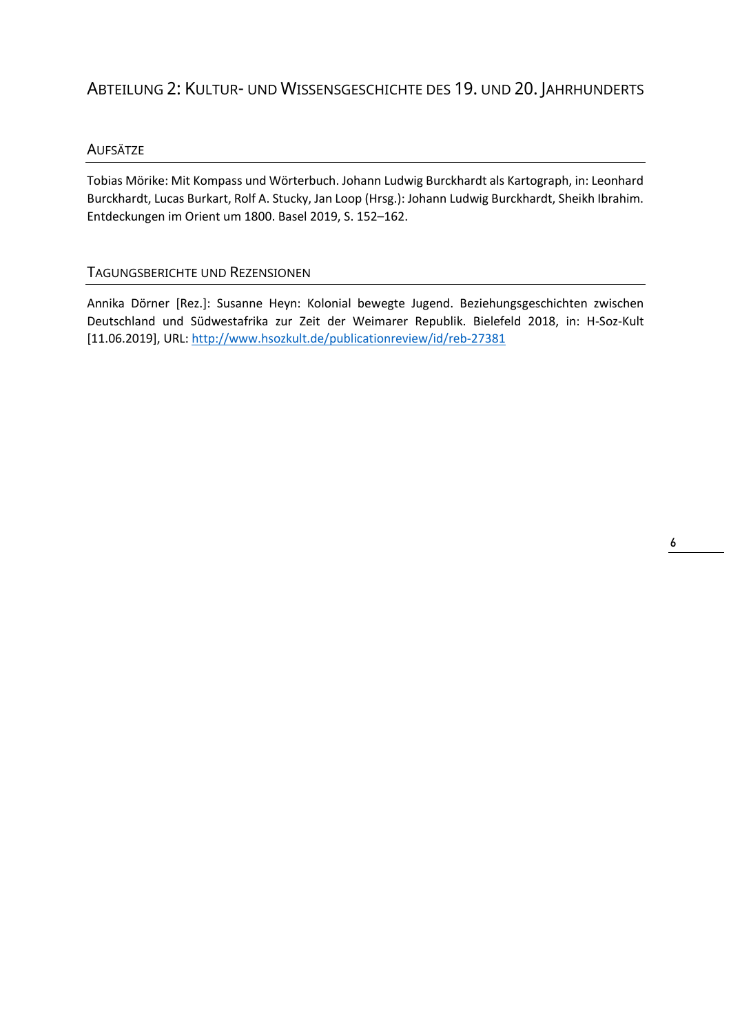## Abteilung 2: Kultur- und Wissensgeschichte des 19. und 20. Jahrhunderts

### Aufsätze

Tobias Mörike: Mit Kompass und Wörterbuch. Johann Ludwig Burckhardt als Kartograph, in: Leonhard Burckhardt, Lucas Burkart, Rolf A. Stucky, Jan Loop (Hrsg.): Johann Ludwig Burckhardt, Sheikh Ibrahim. Entdeckungen im Orient um 1800. Basel 2019, S. 152–162.

### Tagungsberichte und Rezensionen

Annika Dörner [Rez.]: Susanne Heyn: Kolonial bewegte Jugend. Beziehungsgeschichten zwischen Deutschland und Südwestafrika zur Zeit der Weimarer Republik. Bielefeld 2018, in: H-Soz-Kult [11.06.2019], URL: http://www.hsozkult.de/publicationreview/id/reb-27381